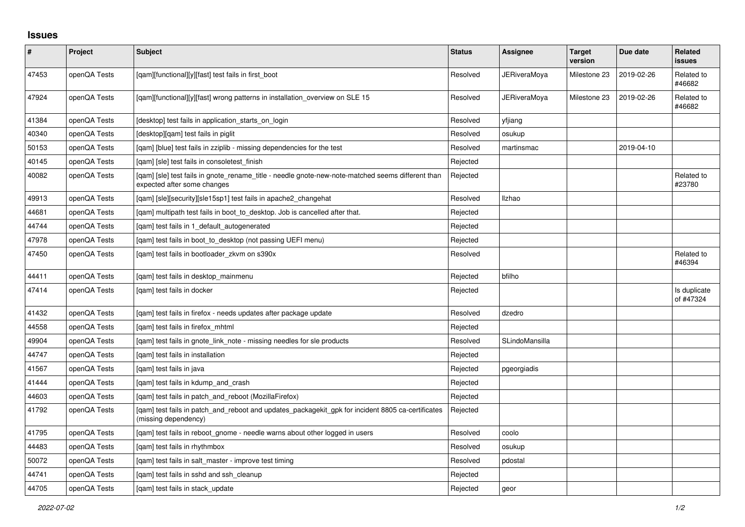## Issues

| # | Project | Subject | Status | Assignee | Target version | Due date | Related issues |
|---|---|---|---|---|---|---|---|
| 47453 | openQA Tests | [qam][functional][y][fast] test fails in first_boot | Resolved | JERiveraMoya | Milestone 23 | 2019-02-26 | Related to #46682 |
| 47924 | openQA Tests | [qam][functional][y][fast] wrong patterns in installation_overview on SLE 15 | Resolved | JERiveraMoya | Milestone 23 | 2019-02-26 | Related to #46682 |
| 41384 | openQA Tests | [desktop] test fails in application_starts_on_login | Resolved | yfjiang | | | |
| 40340 | openQA Tests | [desktop][qam] test fails in piglit | Resolved | osukup | | | |
| 50153 | openQA Tests | [qam] [blue] test fails in zziplib - missing dependencies for the test | Resolved | martinsmac | | 2019-04-10 | |
| 40145 | openQA Tests | [qam] [sle] test fails in consoletest_finish | Rejected | | | | |
| 40082 | openQA Tests | [qam] [sle] test fails in gnote_rename_title - needle gnote-new-note-matched seems different than expected after some changes | Rejected | | | | Related to #23780 |
| 49913 | openQA Tests | [qam] [sle][security][sle15sp1] test fails in apache2_changehat | Resolved | llzhao | | | |
| 44681 | openQA Tests | [qam] multipath test fails in boot_to_desktop. Job is cancelled after that. | Rejected | | | | |
| 44744 | openQA Tests | [qam] test fails in 1_default_autogenerated | Rejected | | | | |
| 47978 | openQA Tests | [qam] test fails in boot_to_desktop (not passing UEFI menu) | Rejected | | | | |
| 47450 | openQA Tests | [qam] test fails in bootloader_zkvm on s390x | Resolved | | | | Related to #46394 |
| 44411 | openQA Tests | [qam] test fails in desktop_mainmenu | Rejected | bfilho | | | |
| 47414 | openQA Tests | [qam] test fails in docker | Rejected | | | | Is duplicate of #47324 |
| 41432 | openQA Tests | [qam] test fails in firefox - needs updates after package update | Resolved | dzedro | | | |
| 44558 | openQA Tests | [qam] test fails in firefox_mhtml | Rejected | | | | |
| 49904 | openQA Tests | [qam] test fails in gnote_link_note - missing needles for sle products | Resolved | SLindoMansilla | | | |
| 44747 | openQA Tests | [qam] test fails in installation | Rejected | | | | |
| 41567 | openQA Tests | [qam] test fails in java | Rejected | pgeorgiadis | | | |
| 41444 | openQA Tests | [qam] test fails in kdump_and_crash | Rejected | | | | |
| 44603 | openQA Tests | [qam] test fails in patch_and_reboot (MozillaFirefox) | Rejected | | | | |
| 41792 | openQA Tests | [qam] test fails in patch_and_reboot and updates_packagekit_gpk for incident 8805 ca-certificates (missing dependency) | Rejected | | | | |
| 41795 | openQA Tests | [qam] test fails in reboot_gnome - needle warns about other logged in users | Resolved | coolo | | | |
| 44483 | openQA Tests | [qam] test fails in rhythmbox | Resolved | osukup | | | |
| 50072 | openQA Tests | [qam] test fails in salt_master - improve test timing | Resolved | pdostal | | | |
| 44741 | openQA Tests | [qam] test fails in sshd and ssh_cleanup | Rejected | | | | |
| 44705 | openQA Tests | [qam] test fails in stack_update | Rejected | geor | | | |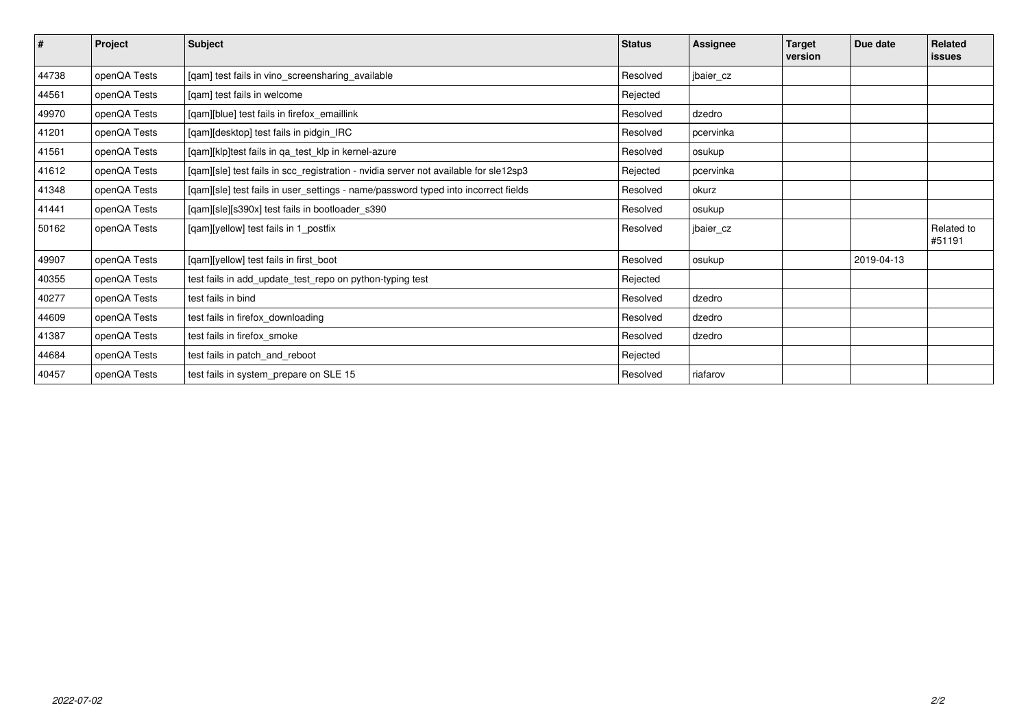| # | Project | Subject | Status | Assignee | Target version | Due date | Related issues |
|---|---|---|---|---|---|---|---|
| 44738 | openQA Tests | [qam] test fails in vino_screensharing_available | Resolved | jbaier_cz | | | |
| 44561 | openQA Tests | [qam] test fails in welcome | Rejected | | | | |
| 49970 | openQA Tests | [qam][blue] test fails in firefox_emaillink | Resolved | dzedro | | | |
| 41201 | openQA Tests | [qam][desktop] test fails in pidgin_IRC | Resolved | pcervinka | | | |
| 41561 | openQA Tests | [qam][klp]test fails in qa_test_klp in kernel-azure | Resolved | osukup | | | |
| 41612 | openQA Tests | [qam][sle] test fails in scc_registration - nvidia server not available for sle12sp3 | Rejected | pcervinka | | | |
| 41348 | openQA Tests | [qam][sle] test fails in user_settings - name/password typed into incorrect fields | Resolved | okurz | | | |
| 41441 | openQA Tests | [qam][sle][s390x] test fails in bootloader_s390 | Resolved | osukup | | | |
| 50162 | openQA Tests | [qam][yellow] test fails in 1_postfix | Resolved | jbaier_cz | | | Related to #51191 |
| 49907 | openQA Tests | [qam][yellow] test fails in first_boot | Resolved | osukup | | 2019-04-13 | |
| 40355 | openQA Tests | test fails in add_update_test_repo on python-typing test | Rejected | | | | |
| 40277 | openQA Tests | test fails in bind | Resolved | dzedro | | | |
| 44609 | openQA Tests | test fails in firefox_downloading | Resolved | dzedro | | | |
| 41387 | openQA Tests | test fails in firefox_smoke | Resolved | dzedro | | | |
| 44684 | openQA Tests | test fails in patch_and_reboot | Rejected | | | | |
| 40457 | openQA Tests | test fails in system_prepare on SLE 15 | Resolved | riafarov | | | |